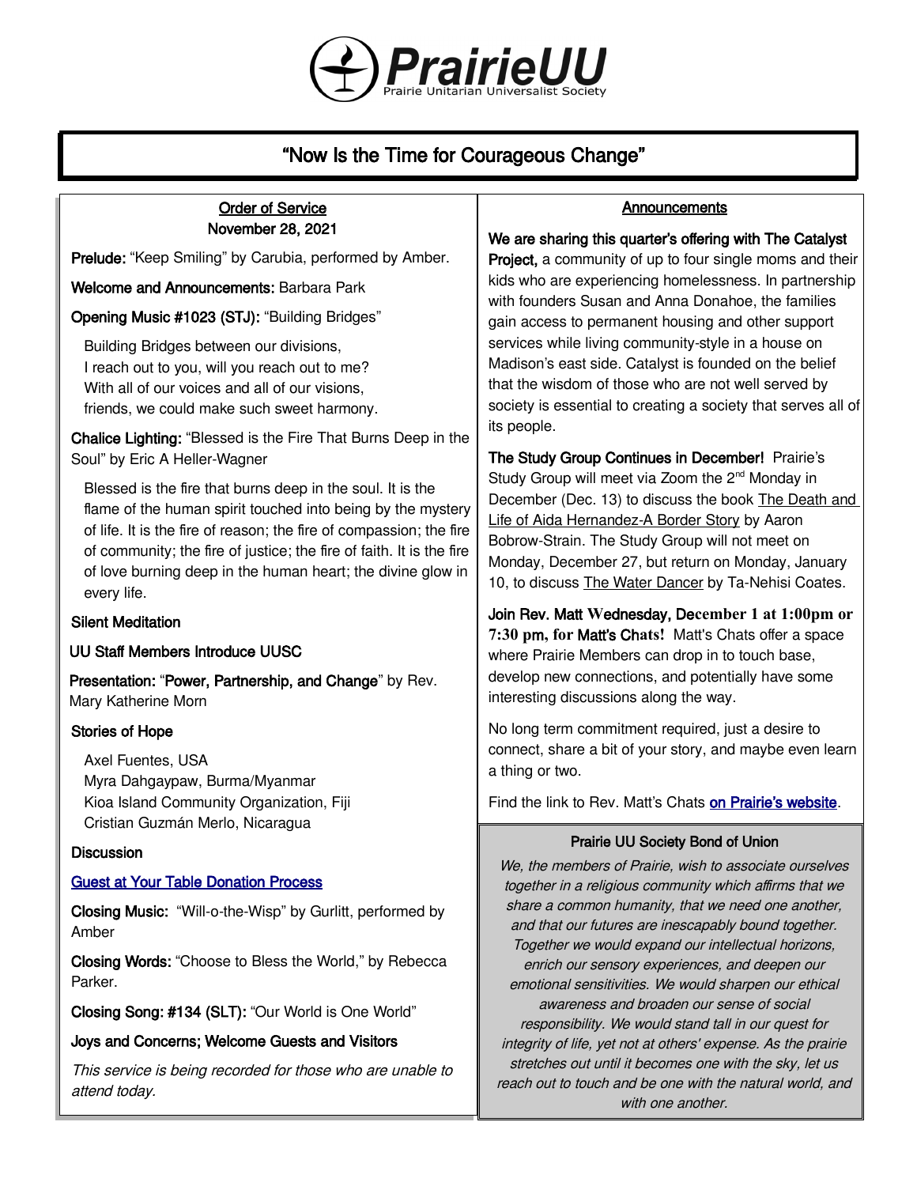PrairieUU

Prairie Unitarian Universalist Society

# "Now Is the Time for Courageous Change"

## Order of Service
### November 28, 2021

**Prelude:** "Keep Smiling" by Carubia, performed by Amber.

**Welcome and Announcements:** Barbara Park

**Opening Music #1023 (STJ):** "Building Bridges"

Building Bridges between our divisions,
I reach out to you, will you reach out to me?
With all of our voices and all of our visions,
friends, we could make such sweet harmony.

**Chalice Lighting:** "Blessed is the Fire That Burns Deep in the Soul" by Eric A Heller-Wagner

Blessed is the fire that burns deep in the soul. It is the flame of the human spirit touched into being by the mystery of life. It is the fire of reason; the fire of compassion; the fire of community; the fire of justice; the fire of faith. It is the fire of love burning deep in the human heart; the divine glow in every life.

**Silent Meditation**

**UU Staff Members Introduce UUSC**

**Presentation:** "**Power, Partnership, and Change**" by Rev. Mary Katherine Morn

**Stories of Hope**

Axel Fuentes, USA
Myra Dahgaypaw, Burma/Myanmar
Kioa Island Community Organization, Fiji
Cristian Guzmán Merlo, Nicaragua

**Discussion**

[Guest at Your Table Donation Process]

**Closing Music:** "Will-o-the-Wisp" by Gurlitt, performed by Amber

**Closing Words:** "Choose to Bless the World," by Rebecca Parker.

**Closing Song: #134 (SLT):** "Our World is One World"

**Joys and Concerns; Welcome Guests and Visitors**

*This service is being recorded for those who are unable to attend today.*

## Announcements

**We are sharing this quarter's offering with The Catalyst Project,** a community of up to four single moms and their kids who are experiencing homelessness. In partnership with founders Susan and Anna Donahoe, the families gain access to permanent housing and other support services while living community-style in a house on Madison's east side. Catalyst is founded on the belief that the wisdom of those who are not well served by society is essential to creating a society that serves all of its people.

**The Study Group Continues in December!** Prairie's Study Group will meet via Zoom the 2nd Monday in December (Dec. 13) to discuss the book The Death and Life of Aida Hernandez-A Border Story by Aaron Bobrow-Strain. The Study Group will not meet on Monday, December 27, but return on Monday, January 10, to discuss The Water Dancer by Ta-Nehisi Coates.

**Join Rev. Matt Wednesday, December 1 at 1:00pm or 7:30 pm, for Matt's Chats!** Matt's Chats offer a space where Prairie Members can drop in to touch base, develop new connections, and potentially have some interesting discussions along the way.

No long term commitment required, just a desire to connect, share a bit of your story, and maybe even learn a thing or two.

Find the link to Rev. Matt's Chats [on Prairie's website].

### Prairie UU Society Bond of Union

*We, the members of Prairie, wish to associate ourselves together in a religious community which affirms that we share a common humanity, that we need one another, and that our futures are inescapably bound together. Together we would expand our intellectual horizons, enrich our sensory experiences, and deepen our emotional sensitivities. We would sharpen our ethical awareness and broaden our sense of social responsibility. We would stand tall in our quest for integrity of life, yet not at others' expense. As the prairie stretches out until it becomes one with the sky, let us reach out to touch and be one with the natural world, and with one another.*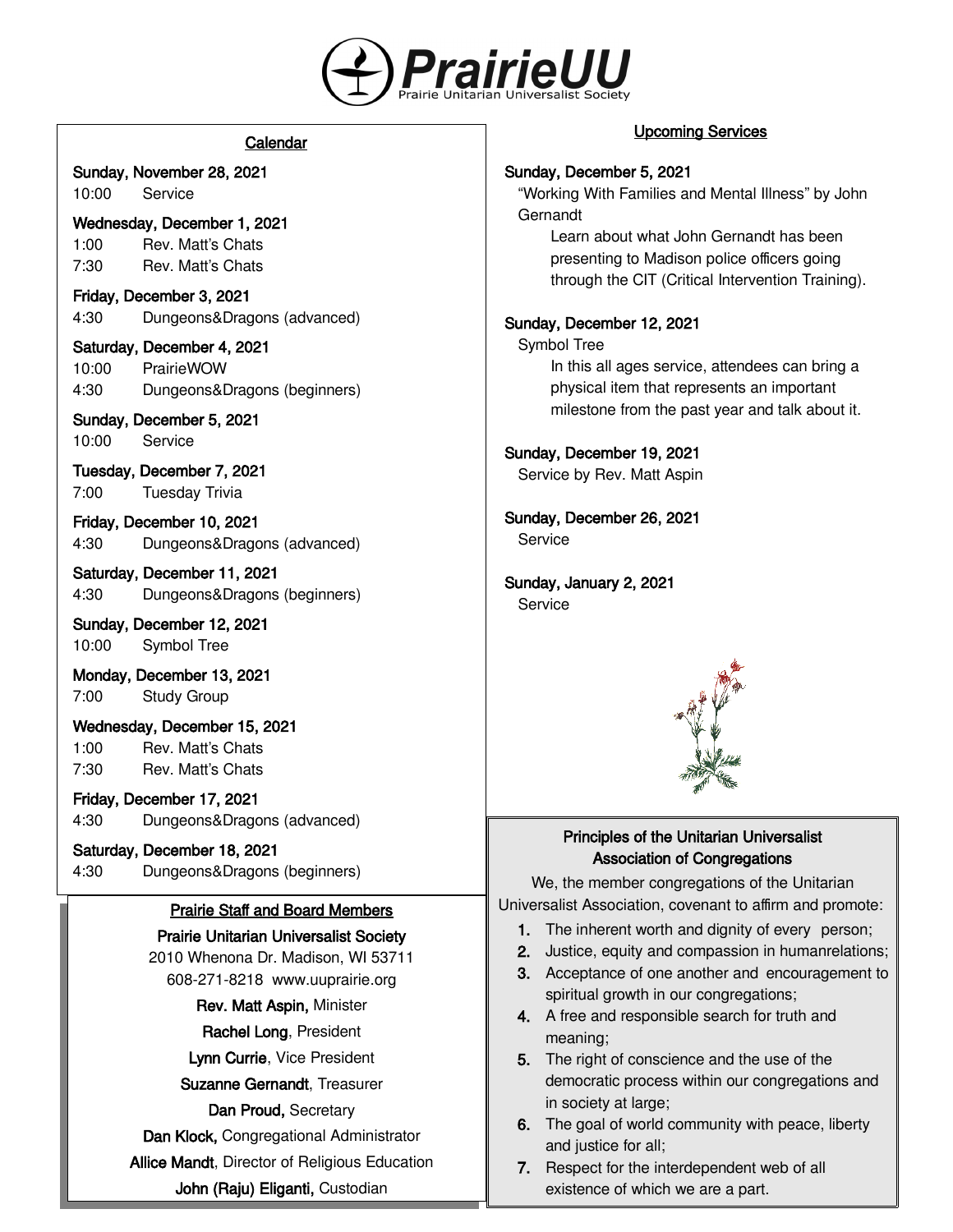# PrairieUU

Prairie Unitarian Universalist Society

## Calendar

**Sunday, November 28, 2021**
10:00 Service

**Wednesday, December 1, 2021**
1:00 Rev. Matt's Chats
7:30 Rev. Matt's Chats

**Friday, December 3, 2021**
4:30 Dungeons&Dragons (advanced)

**Saturday, December 4, 2021**
10:00 PrairieWOW
4:30 Dungeons&Dragons (beginners)

**Sunday, December 5, 2021**
10:00 Service

**Tuesday, December 7, 2021**
7:00 Tuesday Trivia

**Friday, December 10, 2021**
4:30 Dungeons&Dragons (advanced)

**Saturday, December 11, 2021**
4:30 Dungeons&Dragons (beginners)

**Sunday, December 12, 2021**
10:00 Symbol Tree

**Monday, December 13, 2021**
7:00 Study Group

**Wednesday, December 15, 2021**
1:00 Rev. Matt's Chats
7:30 Rev. Matt's Chats

**Friday, December 17, 2021**
4:30 Dungeons&Dragons (advanced)

**Saturday, December 18, 2021**
4:30 Dungeons&Dragons (beginners)

## Prairie Staff and Board Members

**Prairie Unitarian Universalist Society**
2010 Whenona Dr. Madison, WI 53711
608-271-8218 www.uuprairie.org

**Rev. Matt Aspin,** Minister
**Rachel Long**, President
**Lynn Currie**, Vice President
**Suzanne Gernandt**, Treasurer
**Dan Proud,** Secretary
**Dan Klock,** Congregational Administrator
**Allice Mandt**, Director of Religious Education
**John (Raju) Eliganti,** Custodian

## Upcoming Services

**Sunday, December 5, 2021**
"Working With Families and Mental Illness" by John Gernandt

Learn about what John Gernandt has been presenting to Madison police officers going through the CIT (Critical Intervention Training).

**Sunday, December 12, 2021**
Symbol Tree

In this all ages service, attendees can bring a physical item that represents an important milestone from the past year and talk about it.

**Sunday, December 19, 2021**
Service by Rev. Matt Aspin

**Sunday, December 26, 2021**
Service

**Sunday, January 2, 2021**
Service

## Principles of the Unitarian Universalist Association of Congregations

We, the member congregations of the Unitarian Universalist Association, covenant to affirm and promote:

1. The inherent worth and dignity of every person;
2. Justice, equity and compassion in humanrelations;
3. Acceptance of one another and encouragement to spiritual growth in our congregations;
4. A free and responsible search for truth and meaning;
5. The right of conscience and the use of the democratic process within our congregations and in society at large;
6. The goal of world community with peace, liberty and justice for all;
7. Respect for the interdependent web of all existence of which we are a part.